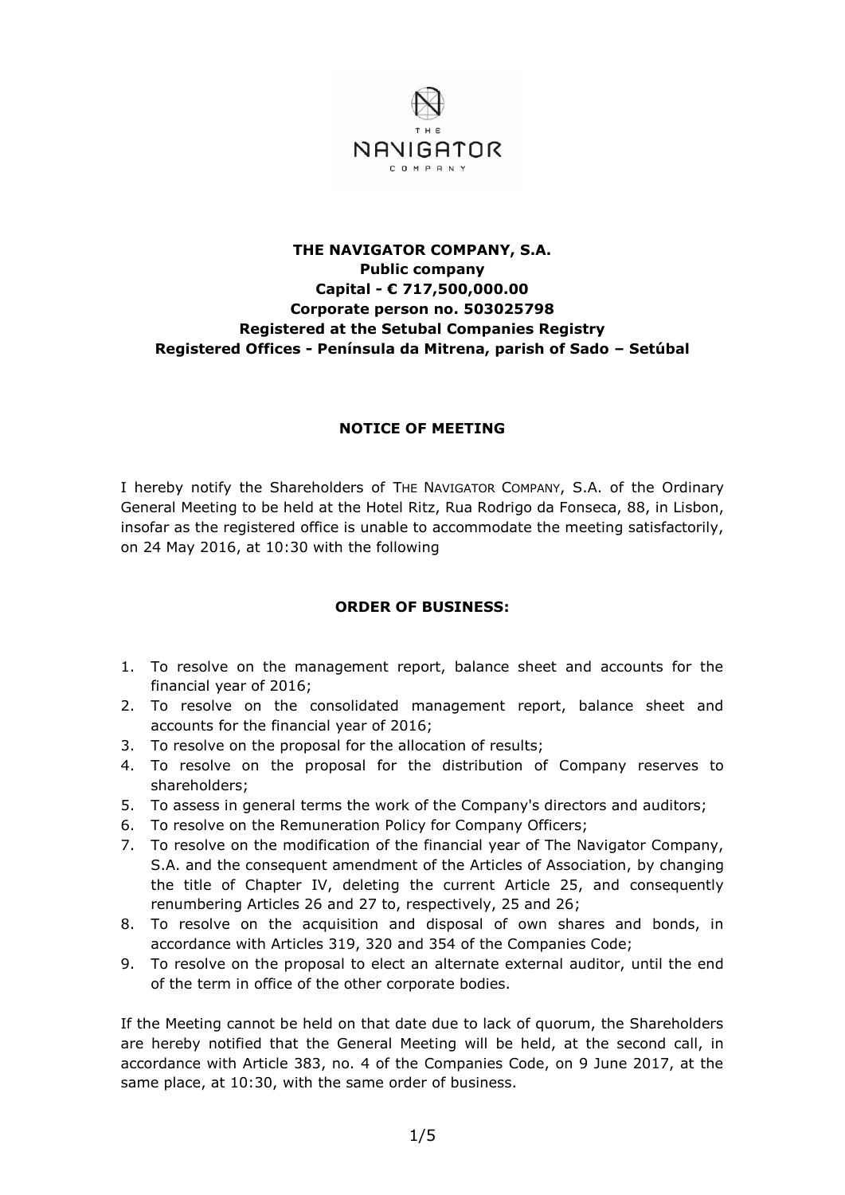**THE NAVIGATOR COMPANY, S.A.**
**Public company**
**Capital - € 717,500,000.00**
**Corporate person no. 503025798**
**Registered at the Setubal Companies Registry**
**Registered Offices - Península da Mitrena, parish of Sado – Setúbal**

## NOTICE OF MEETING

I hereby notify the Shareholders of THE NAVIGATOR COMPANY, S.A. of the Ordinary General Meeting to be held at the Hotel Ritz, Rua Rodrigo da Fonseca, 88, in Lisbon, insofar as the registered office is unable to accommodate the meeting satisfactorily, on 24 May 2016, at 10:30 with the following

## ORDER OF BUSINESS:

1. To resolve on the management report, balance sheet and accounts for the financial year of 2016;
2. To resolve on the consolidated management report, balance sheet and accounts for the financial year of 2016;
3. To resolve on the proposal for the allocation of results;
4. To resolve on the proposal for the distribution of Company reserves to shareholders;
5. To assess in general terms the work of the Company's directors and auditors;
6. To resolve on the Remuneration Policy for Company Officers;
7. To resolve on the modification of the financial year of The Navigator Company, S.A. and the consequent amendment of the Articles of Association, by changing the title of Chapter IV, deleting the current Article 25, and consequently renumbering Articles 26 and 27 to, respectively, 25 and 26;
8. To resolve on the acquisition and disposal of own shares and bonds, in accordance with Articles 319, 320 and 354 of the Companies Code;
9. To resolve on the proposal to elect an alternate external auditor, until the end of the term in office of the other corporate bodies.

If the Meeting cannot be held on that date due to lack of quorum, the Shareholders are hereby notified that the General Meeting will be held, at the second call, in accordance with Article 383, no. 4 of the Companies Code, on 9 June 2017, at the same place, at 10:30, with the same order of business.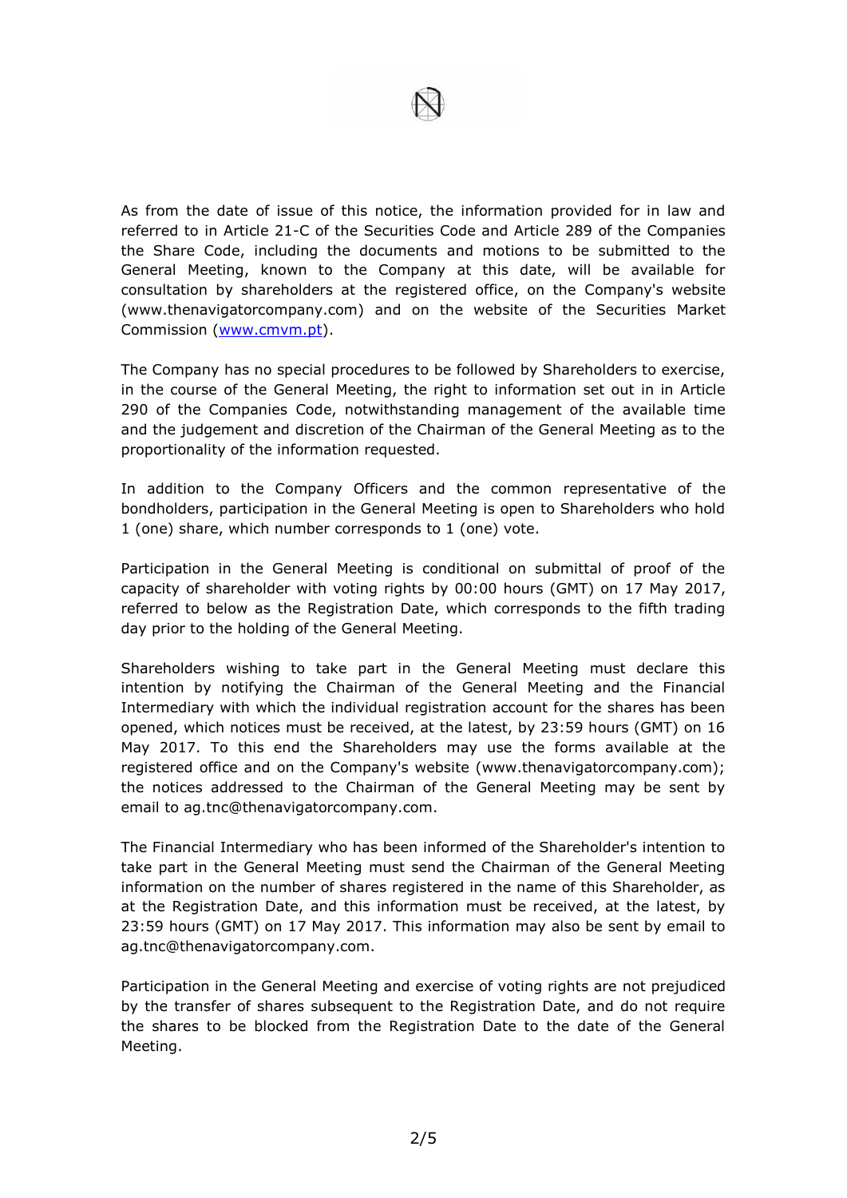As from the date of issue of this notice, the information provided for in law and referred to in Article 21-C of the Securities Code and Article 289 of the Companies the Share Code, including the documents and motions to be submitted to the General Meeting, known to the Company at this date, will be available for consultation by shareholders at the registered office, on the Company's website (www.thenavigatorcompany.com) and on the website of the Securities Market Commission ([www.cmvm.pt](www.cmvm.pt)).

The Company has no special procedures to be followed by Shareholders to exercise, in the course of the General Meeting, the right to information set out in Article 290 of the Companies Code, notwithstanding management of the available time and the judgement and discretion of the Chairman of the General Meeting as to the proportionality of the information requested.

In addition to the Company Officers and the common representative of the bondholders, participation in the General Meeting is open to Shareholders who hold 1 (one) share, which number corresponds to 1 (one) vote.

Participation in the General Meeting is conditional on submittal of proof of the capacity of shareholder with voting rights by 00:00 hours (GMT) on 17 May 2017, referred to below as the Registration Date, which corresponds to the fifth trading day prior to the holding of the General Meeting.

Shareholders wishing to take part in the General Meeting must declare this intention by notifying the Chairman of the General Meeting and the Financial Intermediary with which the individual registration account for the shares has been opened, which notices must be received, at the latest, by 23:59 hours (GMT) on 16 May 2017. To this end the Shareholders may use the forms available at the registered office and on the Company's website (www.thenavigatorcompany.com); the notices addressed to the Chairman of the General Meeting may be sent by email to ag.tnc@thenavigatorcompany.com.

The Financial Intermediary who has been informed of the Shareholder's intention to take part in the General Meeting must send the Chairman of the General Meeting information on the number of shares registered in the name of this Shareholder, as at the Registration Date, and this information must be received, at the latest, by 23:59 hours (GMT) on 17 May 2017. This information may also be sent by email to ag.tnc@thenavigatorcompany.com.

Participation in the General Meeting and exercise of voting rights are not prejudiced by the transfer of shares subsequent to the Registration Date, and do not require the shares to be blocked from the Registration Date to the date of the General Meeting.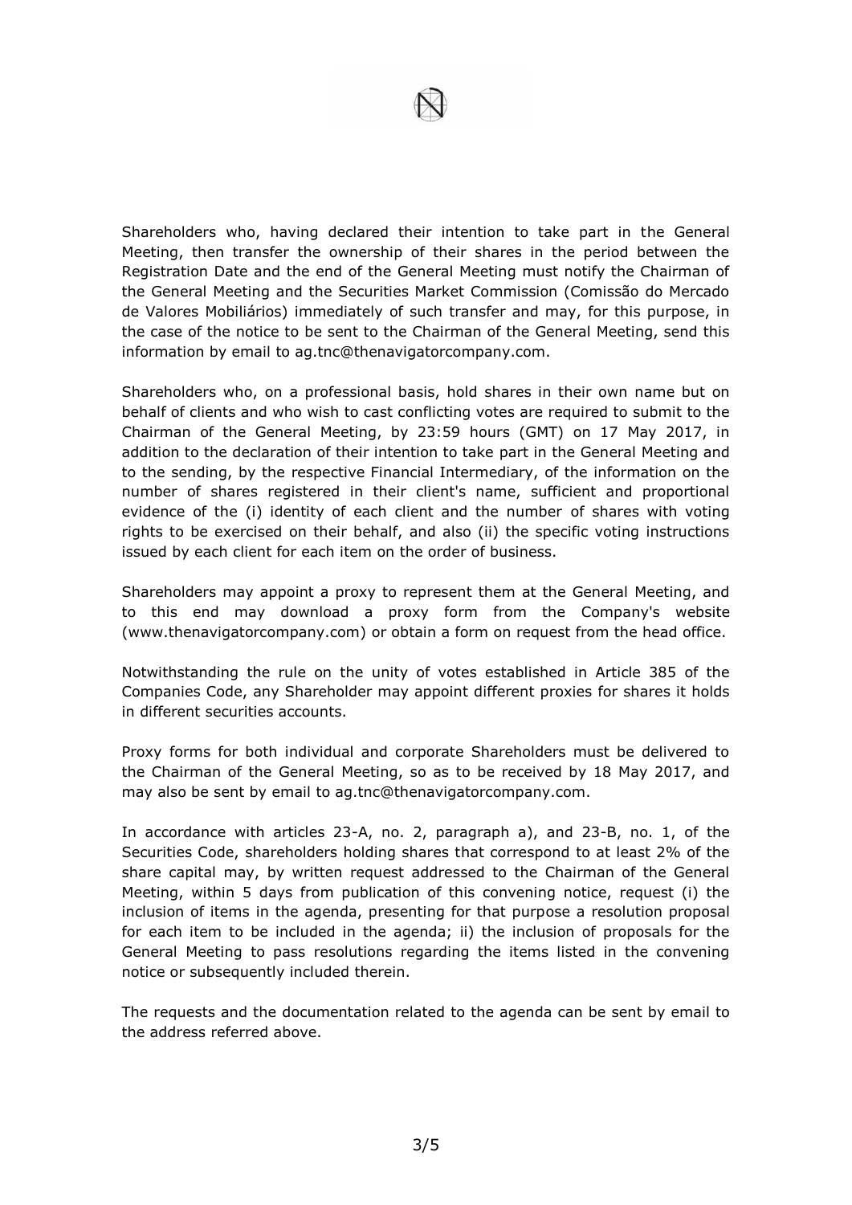Shareholders who, having declared their intention to take part in the General Meeting, then transfer the ownership of their shares in the period between the Registration Date and the end of the General Meeting must notify the Chairman of the General Meeting and the Securities Market Commission (Comissão do Mercado de Valores Mobiliários) immediately of such transfer and may, for this purpose, in the case of the notice to be sent to the Chairman of the General Meeting, send this information by email to ag.tnc@thenavigatorcompany.com.

Shareholders who, on a professional basis, hold shares in their own name but on behalf of clients and who wish to cast conflicting votes are required to submit to the Chairman of the General Meeting, by 23:59 hours (GMT) on 17 May 2017, in addition to the declaration of their intention to take part in the General Meeting and to the sending, by the respective Financial Intermediary, of the information on the number of shares registered in their client's name, sufficient and proportional evidence of the (i) identity of each client and the number of shares with voting rights to be exercised on their behalf, and also (ii) the specific voting instructions issued by each client for each item on the order of business.

Shareholders may appoint a proxy to represent them at the General Meeting, and to this end may download a proxy form from the Company's website (www.thenavigatorcompany.com) or obtain a form on request from the head office.

Notwithstanding the rule on the unity of votes established in Article 385 of the Companies Code, any Shareholder may appoint different proxies for shares it holds in different securities accounts.

Proxy forms for both individual and corporate Shareholders must be delivered to the Chairman of the General Meeting, so as to be received by 18 May 2017, and may also be sent by email to ag.tnc@thenavigatorcompany.com.

In accordance with articles 23-A, no. 2, paragraph a), and 23-B, no. 1, of the Securities Code, shareholders holding shares that correspond to at least 2% of the share capital may, by written request addressed to the Chairman of the General Meeting, within 5 days from publication of this convening notice, request (i) the inclusion of items in the agenda, presenting for that purpose a resolution proposal for each item to be included in the agenda; ii) the inclusion of proposals for the General Meeting to pass resolutions regarding the items listed in the convening notice or subsequently included therein.

The requests and the documentation related to the agenda can be sent by email to the address referred above.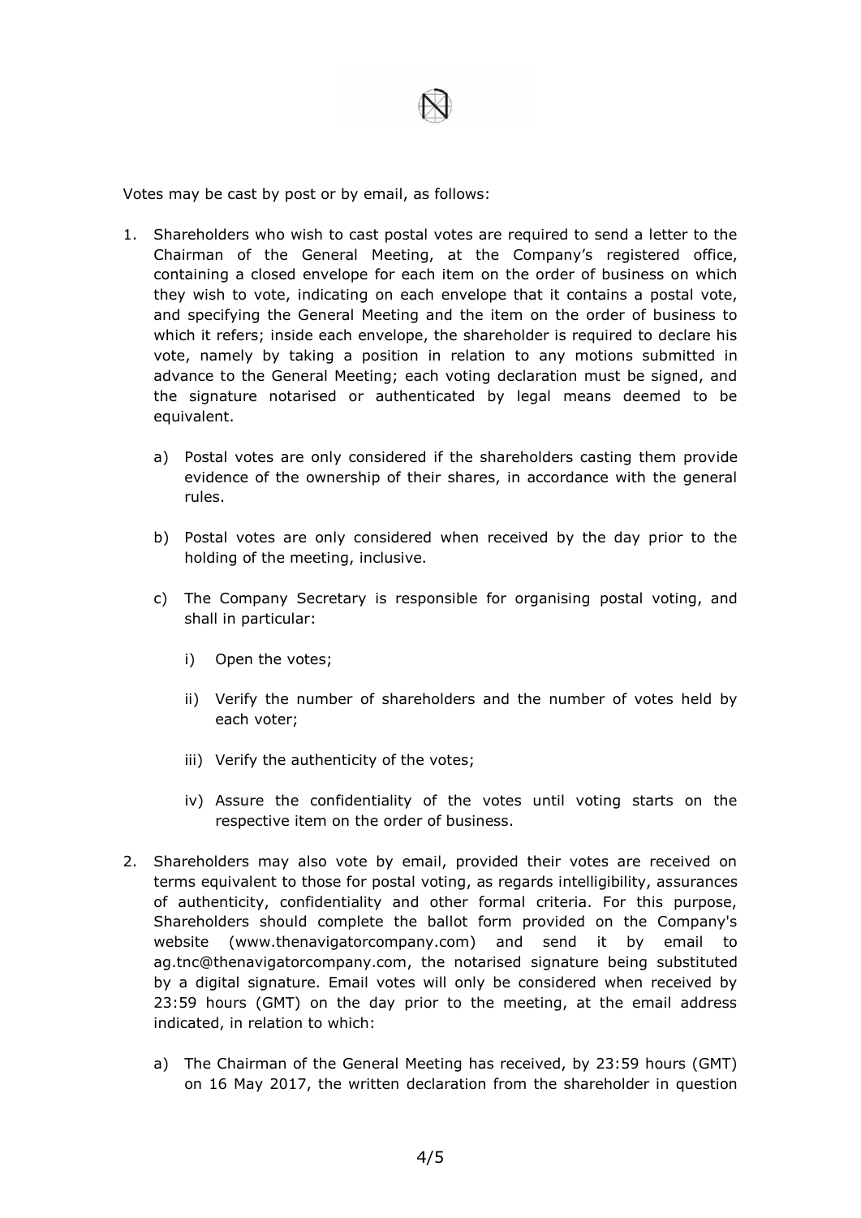Votes may be cast by post or by email, as follows:

1. Shareholders who wish to cast postal votes are required to send a letter to the Chairman of the General Meeting, at the Company's registered office, containing a closed envelope for each item on the order of business on which they wish to vote, indicating on each envelope that it contains a postal vote, and specifying the General Meeting and the item on the order of business to which it refers; inside each envelope, the shareholder is required to declare his vote, namely by taking a position in relation to any motions submitted in advance to the General Meeting; each voting declaration must be signed, and the signature notarised or authenticated by legal means deemed to be equivalent.

   a) Postal votes are only considered if the shareholders casting them provide evidence of the ownership of their shares, in accordance with the general rules.

   b) Postal votes are only considered when received by the day prior to the holding of the meeting, inclusive.

   c) The Company Secretary is responsible for organising postal voting, and shall in particular:

      i) Open the votes;

      ii) Verify the number of shareholders and the number of votes held by each voter;

      iii) Verify the authenticity of the votes;

      iv) Assure the confidentiality of the votes until voting starts on the respective item on the order of business.

2. Shareholders may also vote by email, provided their votes are received on terms equivalent to those for postal voting, as regards intelligibility, assurances of authenticity, confidentiality and other formal criteria. For this purpose, Shareholders should complete the ballot form provided on the Company's website (www.thenavigatorcompany.com) and send it by email to ag.tnc@thenavigatorcompany.com, the notarised signature being substituted by a digital signature. Email votes will only be considered when received by 23:59 hours (GMT) on the day prior to the meeting, at the email address indicated, in relation to which:

   a) The Chairman of the General Meeting has received, by 23:59 hours (GMT) on 16 May 2017, the written declaration from the shareholder in question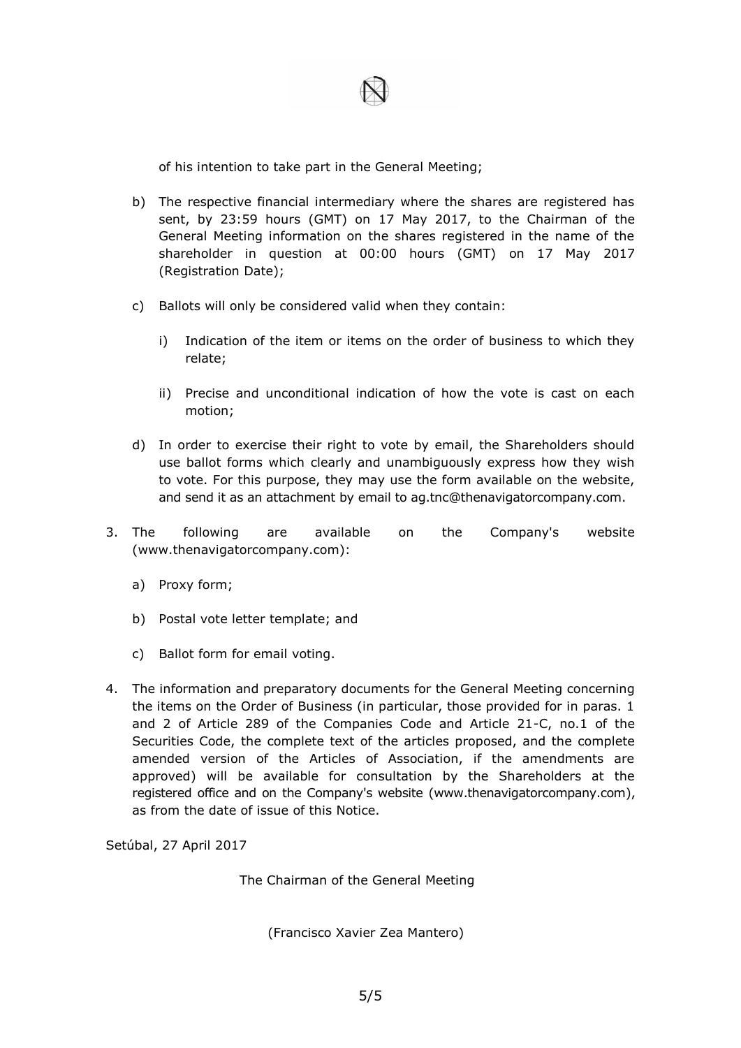of his intention to take part in the General Meeting;

b) The respective financial intermediary where the shares are registered has sent, by 23:59 hours (GMT) on 17 May 2017, to the Chairman of the General Meeting information on the shares registered in the name of the shareholder in question at 00:00 hours (GMT) on 17 May 2017 (Registration Date);

c) Ballots will only be considered valid when they contain:

   i) Indication of the item or items on the order of business to which they relate;

   ii) Precise and unconditional indication of how the vote is cast on each motion;

d) In order to exercise their right to vote by email, the Shareholders should use ballot forms which clearly and unambiguously express how they wish to vote. For this purpose, they may use the form available on the website, and send it as an attachment by email to ag.tnc@thenavigatorcompany.com.

3. The following are available on the Company's website (www.thenavigatorcompany.com):

   a) Proxy form;

   b) Postal vote letter template; and

   c) Ballot form for email voting.

4. The information and preparatory documents for the General Meeting concerning the items on the Order of Business (in particular, those provided for in paras. 1 and 2 of Article 289 of the Companies Code and Article 21-C, no.1 of the Securities Code, the complete text of the articles proposed, and the complete amended version of the Articles of Association, if the amendments are approved) will be available for consultation by the Shareholders at the registered office and on the Company's website (www.thenavigatorcompany.com), as from the date of issue of this Notice.

Setúbal, 27 April 2017

The Chairman of the General Meeting

(Francisco Xavier Zea Mantero)